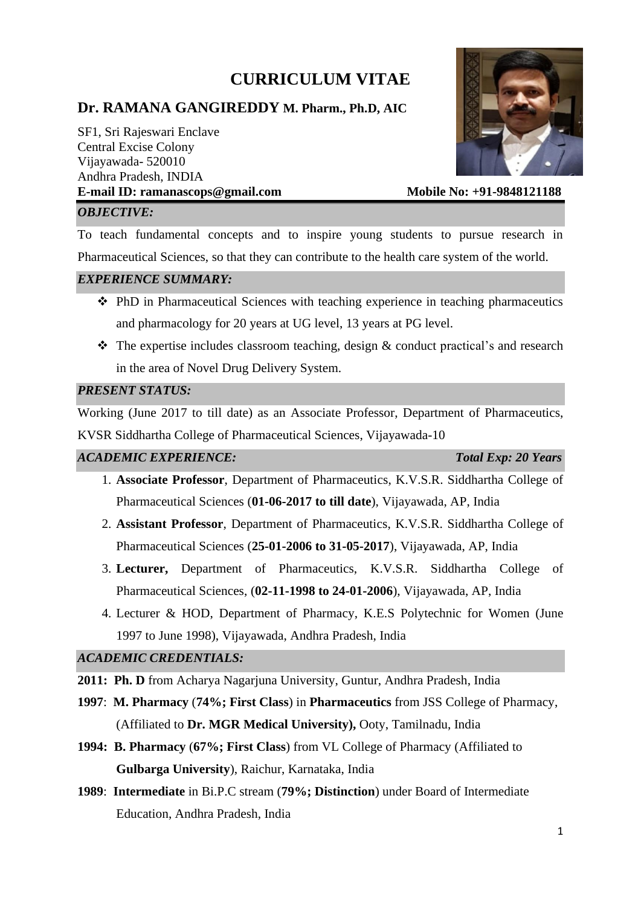# CURRICULUM VITAE

## Dr. RAMANA GANGIREDDY M. Pharm., Ph.D, AIC

SF1, Sri Rajeswari Enclave
Central Excise Colony
Vijayawada- 520010
Andhra Pradesh, INDIA

**E-mail ID: ramanascops@gmail.com** **Mobile No: +91-9848121188**

### *OBJECTIVE:*

To teach fundamental concepts and to inspire young students to pursue research in Pharmaceutical Sciences, so that they can contribute to the health care system of the world.

### *EXPERIENCE SUMMARY:*

- PhD in Pharmaceutical Sciences with teaching experience in teaching pharmaceutics and pharmacology for 20 years at UG level, 13 years at PG level.
- The expertise includes classroom teaching, design & conduct practical's and research in the area of Novel Drug Delivery System.

### *PRESENT STATUS:*

Working (June 2017 to till date) as an Associate Professor, Department of Pharmaceutics, KVSR Siddhartha College of Pharmaceutical Sciences, Vijayawada-10

### *ACADEMIC EXPERIENCE:* *Total Exp: 20 Years*

1. **Associate Professor**, Department of Pharmaceutics, K.V.S.R. Siddhartha College of Pharmaceutical Sciences (**01-06-2017 to till date**), Vijayawada, AP, India
2. **Assistant Professor**, Department of Pharmaceutics, K.V.S.R. Siddhartha College of Pharmaceutical Sciences (**25-01-2006 to 31-05-2017**), Vijayawada, AP, India
3. **Lecturer,** Department of Pharmaceutics, K.V.S.R. Siddhartha College of Pharmaceutical Sciences, (**02-11-1998 to 24-01-2006**), Vijayawada, AP, India
4. Lecturer & HOD, Department of Pharmacy, K.E.S Polytechnic for Women (June 1997 to June 1998), Vijayawada, Andhra Pradesh, India

### *ACADEMIC CREDENTIALS:*

**2011: Ph. D** from Acharya Nagarjuna University, Guntur, Andhra Pradesh, India

**1997**: **M. Pharmacy** (**74%; First Class**) in **Pharmaceutics** from JSS College of Pharmacy, (Affiliated to **Dr. MGR Medical University),** Ooty, Tamilnadu, India

**1994: B. Pharmacy** (**67%; First Class**) from VL College of Pharmacy (Affiliated to **Gulbarga University**), Raichur, Karnataka, India

**1989**: **Intermediate** in Bi.P.C stream (**79%; Distinction**) under Board of Intermediate Education, Andhra Pradesh, India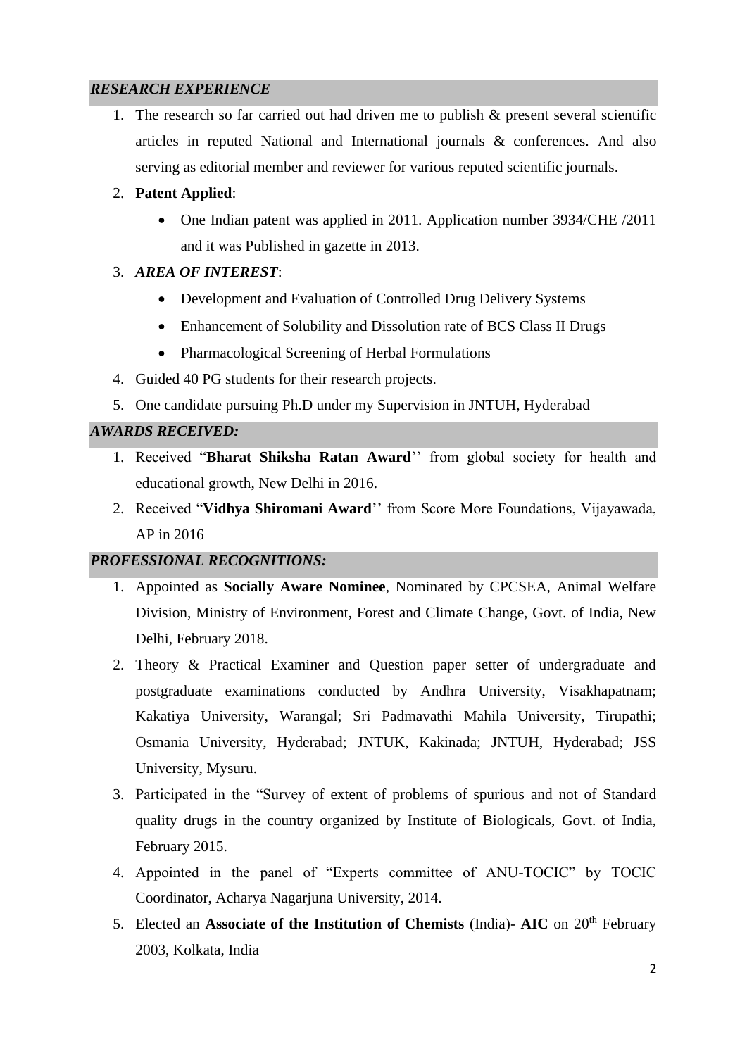## *RESEARCH EXPERIENCE*

1. The research so far carried out had driven me to publish & present several scientific articles in reputed National and International journals & conferences. And also serving as editorial member and reviewer for various reputed scientific journals.
2. **Patent Applied**:
   - One Indian patent was applied in 2011. Application number 3934/CHE /2011 and it was Published in gazette in 2013.
3. ***AREA OF INTEREST***:
   - Development and Evaluation of Controlled Drug Delivery Systems
   - Enhancement of Solubility and Dissolution rate of BCS Class II Drugs
   - Pharmacological Screening of Herbal Formulations
4. Guided 40 PG students for their research projects.
5. One candidate pursuing Ph.D under my Supervision in JNTUH, Hyderabad

## *AWARDS RECEIVED:*

1. Received "**Bharat Shiksha Ratan Award**'' from global society for health and educational growth, New Delhi in 2016.
2. Received "**Vidhya Shiromani Award**'' from Score More Foundations, Vijayawada, AP in 2016

## *PROFESSIONAL RECOGNITIONS:*

1. Appointed as **Socially Aware Nominee**, Nominated by CPCSEA, Animal Welfare Division, Ministry of Environment, Forest and Climate Change, Govt. of India, New Delhi, February 2018.
2. Theory & Practical Examiner and Question paper setter of undergraduate and postgraduate examinations conducted by Andhra University, Visakhapatnam; Kakatiya University, Warangal; Sri Padmavathi Mahila University, Tirupathi; Osmania University, Hyderabad; JNTUK, Kakinada; JNTUH, Hyderabad; JSS University, Mysuru.
3. Participated in the "Survey of extent of problems of spurious and not of Standard quality drugs in the country organized by Institute of Biologicals, Govt. of India, February 2015.
4. Appointed in the panel of "Experts committee of ANU-TOCIC" by TOCIC Coordinator, Acharya Nagarjuna University, 2014.
5. Elected an **Associate of the Institution of Chemists** (India)- **AIC** on 20th February 2003, Kolkata, India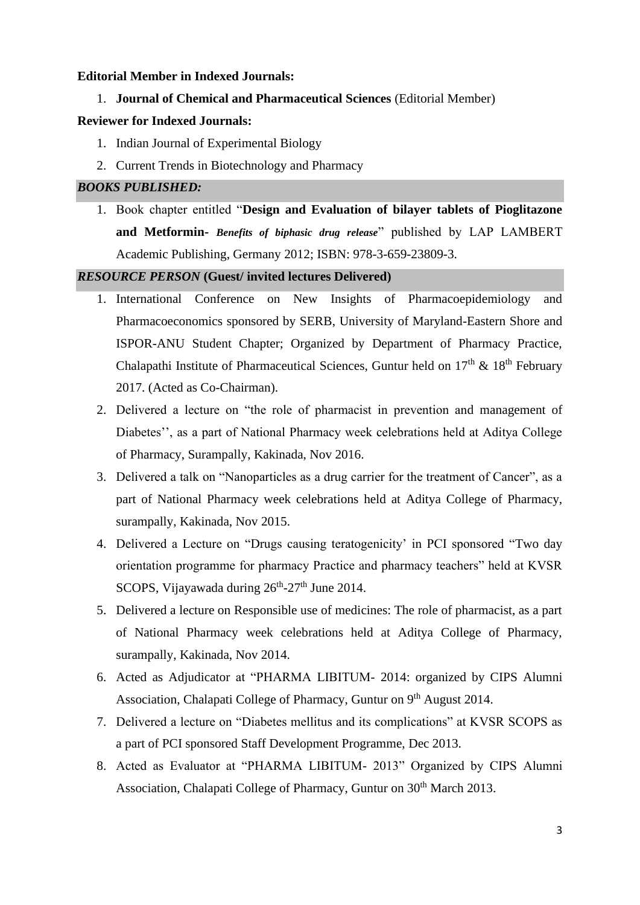**Editorial Member in Indexed Journals:**

1. **Journal of Chemical and Pharmaceutical Sciences** (Editorial Member)

**Reviewer for Indexed Journals:**

1. Indian Journal of Experimental Biology
2. Current Trends in Biotechnology and Pharmacy

## *BOOKS PUBLISHED:*

1. Book chapter entitled "**Design and Evaluation of bilayer tablets of Pioglitazone and Metformin-** ***Benefits of biphasic drug release***" published by LAP LAMBERT Academic Publishing, Germany 2012; ISBN: 978-3-659-23809-3.

## *RESOURCE PERSON* (Guest/ invited lectures Delivered)

1. International Conference on New Insights of Pharmacoepidemiology and Pharmacoeconomics sponsored by SERB, University of Maryland-Eastern Shore and ISPOR-ANU Student Chapter; Organized by Department of Pharmacy Practice, Chalapathi Institute of Pharmaceutical Sciences, Guntur held on 17th & 18th February 2017. (Acted as Co-Chairman).
2. Delivered a lecture on "the role of pharmacist in prevention and management of Diabetes'', as a part of National Pharmacy week celebrations held at Aditya College of Pharmacy, Surampally, Kakinada, Nov 2016.
3. Delivered a talk on "Nanoparticles as a drug carrier for the treatment of Cancer", as a part of National Pharmacy week celebrations held at Aditya College of Pharmacy, surampally, Kakinada, Nov 2015.
4. Delivered a Lecture on "Drugs causing teratogenicity' in PCI sponsored "Two day orientation programme for pharmacy Practice and pharmacy teachers" held at KVSR SCOPS, Vijayawada during 26th-27th June 2014.
5. Delivered a lecture on Responsible use of medicines: The role of pharmacist, as a part of National Pharmacy week celebrations held at Aditya College of Pharmacy, surampally, Kakinada, Nov 2014.
6. Acted as Adjudicator at "PHARMA LIBITUM- 2014: organized by CIPS Alumni Association, Chalapati College of Pharmacy, Guntur on 9th August 2014.
7. Delivered a lecture on "Diabetes mellitus and its complications" at KVSR SCOPS as a part of PCI sponsored Staff Development Programme, Dec 2013.
8. Acted as Evaluator at "PHARMA LIBITUM- 2013" Organized by CIPS Alumni Association, Chalapati College of Pharmacy, Guntur on 30th March 2013.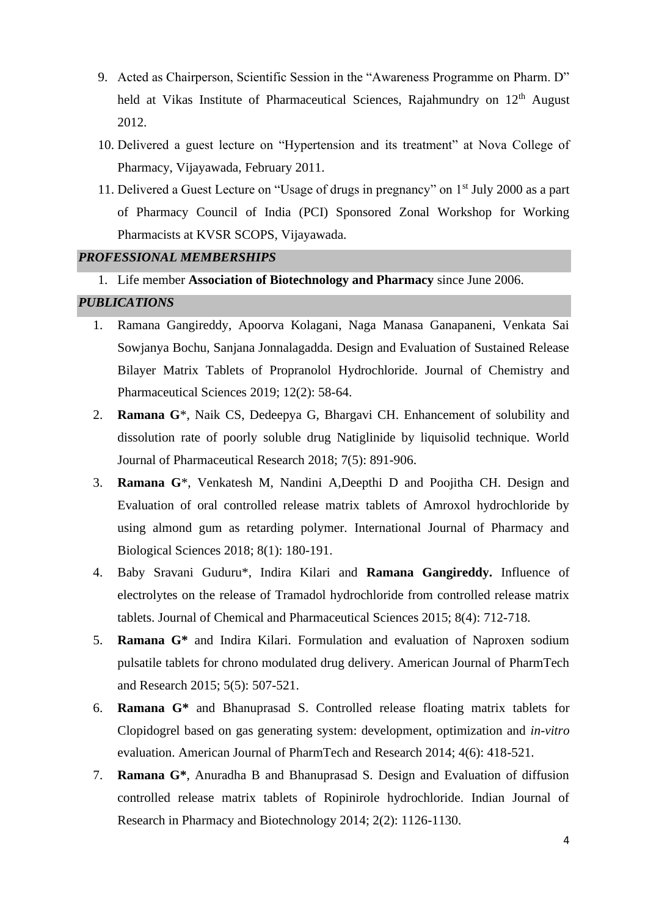9. Acted as Chairperson, Scientific Session in the "Awareness Programme on Pharm. D" held at Vikas Institute of Pharmaceutical Sciences, Rajahmundry on 12th August 2012.
10. Delivered a guest lecture on "Hypertension and its treatment" at Nova College of Pharmacy, Vijayawada, February 2011.
11. Delivered a Guest Lecture on "Usage of drugs in pregnancy" on 1st July 2000 as a part of Pharmacy Council of India (PCI) Sponsored Zonal Workshop for Working Pharmacists at KVSR SCOPS, Vijayawada.

## *PROFESSIONAL MEMBERSHIPS*

1. Life member **Association of Biotechnology and Pharmacy** since June 2006.

## *PUBLICATIONS*

1. Ramana Gangireddy, Apoorva Kolagani, Naga Manasa Ganapaneni, Venkata Sai Sowjanya Bochu, Sanjana Jonnalagadda. Design and Evaluation of Sustained Release Bilayer Matrix Tablets of Propranolol Hydrochloride. Journal of Chemistry and Pharmaceutical Sciences 2019; 12(2): 58-64.
2. **Ramana G**\*, Naik CS, Dedeepya G, Bhargavi CH. Enhancement of solubility and dissolution rate of poorly soluble drug Natiglinide by liquisolid technique. World Journal of Pharmaceutical Research 2018; 7(5): 891-906.
3. **Ramana G**\*, Venkatesh M, Nandini A,Deepthi D and Poojitha CH. Design and Evaluation of oral controlled release matrix tablets of Amroxol hydrochloride by using almond gum as retarding polymer. International Journal of Pharmacy and Biological Sciences 2018; 8(1): 180-191.
4. Baby Sravani Guduru\*, Indira Kilari and **Ramana Gangireddy.** Influence of electrolytes on the release of Tramadol hydrochloride from controlled release matrix tablets. Journal of Chemical and Pharmaceutical Sciences 2015; 8(4): 712-718.
5. **Ramana G\*** and Indira Kilari. Formulation and evaluation of Naproxen sodium pulsatile tablets for chrono modulated drug delivery. American Journal of PharmTech and Research 2015; 5(5): 507-521.
6. **Ramana G\*** and Bhanuprasad S. Controlled release floating matrix tablets for Clopidogrel based on gas generating system: development, optimization and *in-vitro* evaluation. American Journal of PharmTech and Research 2014; 4(6): 418-521.
7. **Ramana G\***, Anuradha B and Bhanuprasad S. Design and Evaluation of diffusion controlled release matrix tablets of Ropinirole hydrochloride. Indian Journal of Research in Pharmacy and Biotechnology 2014; 2(2): 1126-1130.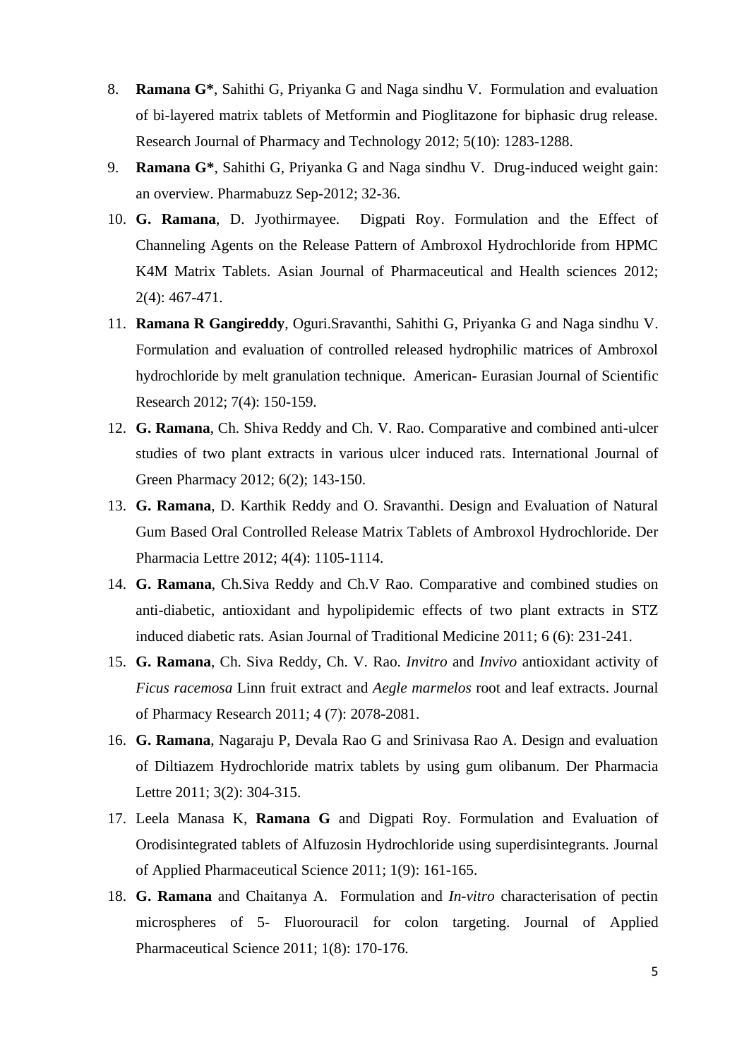8. **Ramana G***, Sahithi G, Priyanka G and Naga sindhu V. Formulation and evaluation of bi-layered matrix tablets of Metformin and Pioglitazone for biphasic drug release. Research Journal of Pharmacy and Technology 2012; 5(10): 1283-1288.
9. **Ramana G***, Sahithi G, Priyanka G and Naga sindhu V. Drug-induced weight gain: an overview. Pharmabuzz Sep-2012; 32-36.
10. **G. Ramana**, D. Jyothirmayee. Digpati Roy. Formulation and the Effect of Channeling Agents on the Release Pattern of Ambroxol Hydrochloride from HPMC K4M Matrix Tablets. Asian Journal of Pharmaceutical and Health sciences 2012; 2(4): 467-471.
11. **Ramana R Gangireddy**, Oguri.Sravanthi, Sahithi G, Priyanka G and Naga sindhu V. Formulation and evaluation of controlled released hydrophilic matrices of Ambroxol hydrochloride by melt granulation technique. American- Eurasian Journal of Scientific Research 2012; 7(4): 150-159.
12. **G. Ramana**, Ch. Shiva Reddy and Ch. V. Rao. Comparative and combined anti-ulcer studies of two plant extracts in various ulcer induced rats. International Journal of Green Pharmacy 2012; 6(2); 143-150.
13. **G. Ramana**, D. Karthik Reddy and O. Sravanthi. Design and Evaluation of Natural Gum Based Oral Controlled Release Matrix Tablets of Ambroxol Hydrochloride. Der Pharmacia Lettre 2012; 4(4): 1105-1114.
14. **G. Ramana**, Ch.Siva Reddy and Ch.V Rao. Comparative and combined studies on anti-diabetic, antioxidant and hypolipidemic effects of two plant extracts in STZ induced diabetic rats. Asian Journal of Traditional Medicine 2011; 6 (6): 231-241.
15. **G. Ramana**, Ch. Siva Reddy, Ch. V. Rao. *Invitro* and *Invivo* antioxidant activity of *Ficus racemosa* Linn fruit extract and *Aegle marmelos* root and leaf extracts. Journal of Pharmacy Research 2011; 4 (7): 2078-2081.
16. **G. Ramana**, Nagaraju P, Devala Rao G and Srinivasa Rao A. Design and evaluation of Diltiazem Hydrochloride matrix tablets by using gum olibanum. Der Pharmacia Lettre 2011; 3(2): 304-315.
17. Leela Manasa K, **Ramana G** and Digpati Roy. Formulation and Evaluation of Orodisintegrated tablets of Alfuzosin Hydrochloride using superdisintegrants. Journal of Applied Pharmaceutical Science 2011; 1(9): 161-165.
18. **G. Ramana** and Chaitanya A. Formulation and *In-vitro* characterisation of pectin microspheres of 5- Fluorouracil for colon targeting. Journal of Applied Pharmaceutical Science 2011; 1(8): 170-176.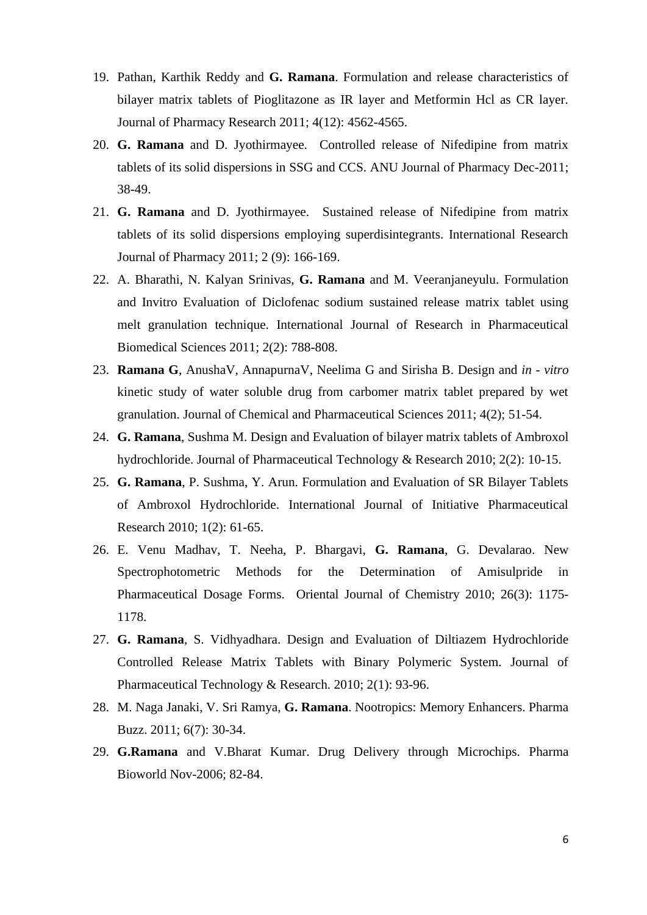19. Pathan, Karthik Reddy and **G. Ramana**. Formulation and release characteristics of bilayer matrix tablets of Pioglitazone as IR layer and Metformin Hcl as CR layer. Journal of Pharmacy Research 2011; 4(12): 4562-4565.
20. **G. Ramana** and D. Jyothirmayee. Controlled release of Nifedipine from matrix tablets of its solid dispersions in SSG and CCS. ANU Journal of Pharmacy Dec-2011; 38-49.
21. **G. Ramana** and D. Jyothirmayee. Sustained release of Nifedipine from matrix tablets of its solid dispersions employing superdisintegrants. International Research Journal of Pharmacy 2011; 2 (9): 166-169.
22. A. Bharathi, N. Kalyan Srinivas, **G. Ramana** and M. Veeranjaneyulu. Formulation and Invitro Evaluation of Diclofenac sodium sustained release matrix tablet using melt granulation technique. International Journal of Research in Pharmaceutical Biomedical Sciences 2011; 2(2): 788-808.
23. **Ramana G**, AnushaV, AnnapurnaV, Neelima G and Sirisha B. Design and *in - vitro* kinetic study of water soluble drug from carbomer matrix tablet prepared by wet granulation. Journal of Chemical and Pharmaceutical Sciences 2011; 4(2); 51-54.
24. **G. Ramana**, Sushma M. Design and Evaluation of bilayer matrix tablets of Ambroxol hydrochloride. Journal of Pharmaceutical Technology & Research 2010; 2(2): 10-15.
25. **G. Ramana**, P. Sushma, Y. Arun. Formulation and Evaluation of SR Bilayer Tablets of Ambroxol Hydrochloride. International Journal of Initiative Pharmaceutical Research 2010; 1(2): 61-65.
26. E. Venu Madhav, T. Neeha, P. Bhargavi, **G. Ramana**, G. Devalarao. New Spectrophotometric Methods for the Determination of Amisulpride in Pharmaceutical Dosage Forms. Oriental Journal of Chemistry 2010; 26(3): 1175-1178.
27. **G. Ramana**, S. Vidhyadhara. Design and Evaluation of Diltiazem Hydrochloride Controlled Release Matrix Tablets with Binary Polymeric System. Journal of Pharmaceutical Technology & Research. 2010; 2(1): 93-96.
28. M. Naga Janaki, V. Sri Ramya, **G. Ramana**. Nootropics: Memory Enhancers. Pharma Buzz. 2011; 6(7): 30-34.
29. **G.Ramana** and V.Bharat Kumar. Drug Delivery through Microchips. Pharma Bioworld Nov-2006; 82-84.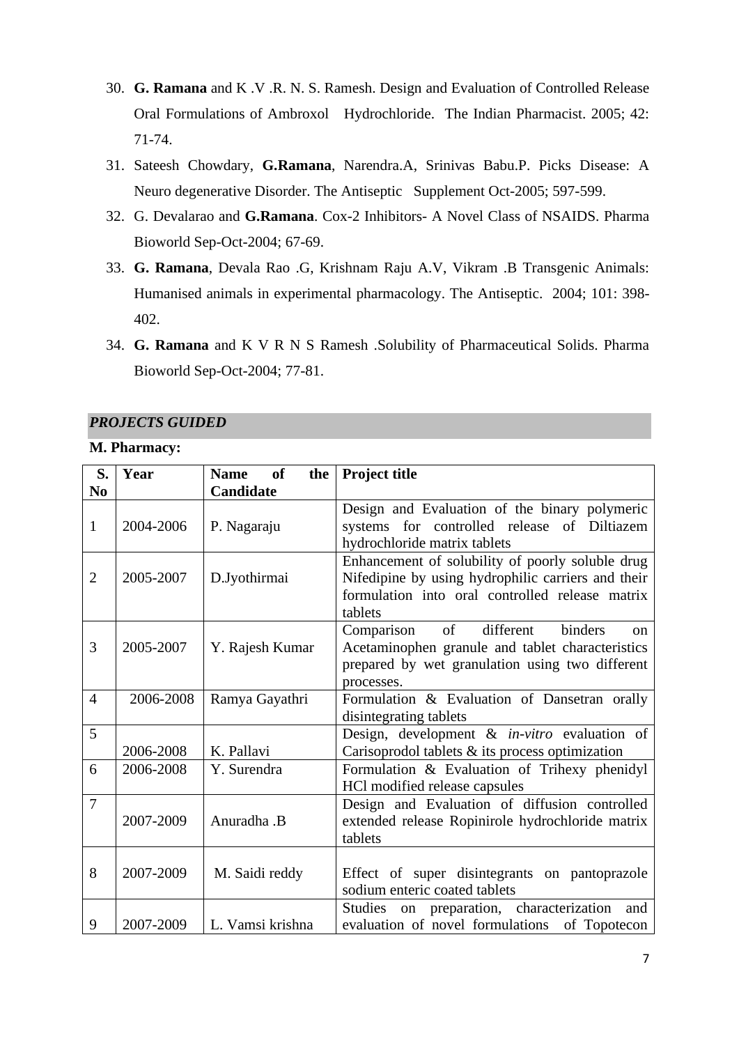30. **G. Ramana** and K .V .R. N. S. Ramesh. Design and Evaluation of Controlled Release Oral Formulations of Ambroxol Hydrochloride. The Indian Pharmacist. 2005; 42: 71-74.
31. Sateesh Chowdary, **G.Ramana**, Narendra.A, Srinivas Babu.P. Picks Disease: A Neuro degenerative Disorder. The Antiseptic Supplement Oct-2005; 597-599.
32. G. Devalarao and **G.Ramana**. Cox-2 Inhibitors- A Novel Class of NSAIDS. Pharma Bioworld Sep-Oct-2004; 67-69.
33. **G. Ramana**, Devala Rao .G, Krishnam Raju A.V, Vikram .B Transgenic Animals: Humanised animals in experimental pharmacology. The Antiseptic. 2004; 101: 398-402.
34. **G. Ramana** and K V R N S Ramesh .Solubility of Pharmaceutical Solids. Pharma Bioworld Sep-Oct-2004; 77-81.

## *PROJECTS GUIDED*

**M. Pharmacy:**

| S. No | Year | Name of the Candidate | Project title |
|---|---|---|---|
| 1 | 2004-2006 | P. Nagaraju | Design and Evaluation of the binary polymeric systems for controlled release of Diltiazem hydrochloride matrix tablets |
| 2 | 2005-2007 | D.Jyothirmai | Enhancement of solubility of poorly soluble drug Nifedipine by using hydrophilic carriers and their formulation into oral controlled release matrix tablets |
| 3 | 2005-2007 | Y. Rajesh Kumar | Comparison of different binders on Acetaminophen granule and tablet characteristics prepared by wet granulation using two different processes. |
| 4 | 2006-2008 | Ramya Gayathri | Formulation & Evaluation of Dansetran orally disintegrating tablets |
| 5 | 2006-2008 | K. Pallavi | Design, development & *in-vitro* evaluation of Carisoprodol tablets & its process optimization |
| 6 | 2006-2008 | Y. Surendra | Formulation & Evaluation of Trihexy phenidyl HCl modified release capsules |
| 7 | 2007-2009 | Anuradha .B | Design and Evaluation of diffusion controlled extended release Ropinirole hydrochloride matrix tablets |
| 8 | 2007-2009 | M. Saidi reddy | Effect of super disintegrants on pantoprazole sodium enteric coated tablets |
| 9 | 2007-2009 | L. Vamsi krishna | Studies on preparation, characterization and evaluation of novel formulations of Topotecon |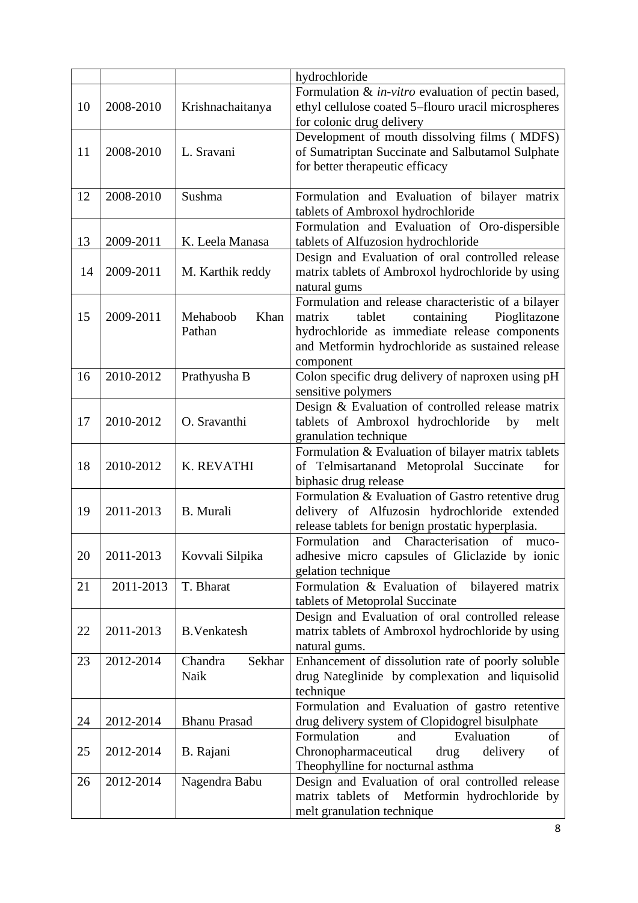| | | | |
|---|---|---|---|
| | | | hydrochloride |
| 10 | 2008-2010 | Krishnachaitanya | Formulation & *in-vitro* evaluation of pectin based, ethyl cellulose coated 5–flouro uracil microspheres for colonic drug delivery |
| 11 | 2008-2010 | L. Sravani | Development of mouth dissolving films ( MDFS) of Sumatriptan Succinate and Salbutamol Sulphate for better therapeutic efficacy |
| 12 | 2008-2010 | Sushma | Formulation and Evaluation of bilayer matrix tablets of Ambroxol hydrochloride |
| 13 | 2009-2011 | K. Leela Manasa | Formulation and Evaluation of Oro-dispersible tablets of Alfuzosion hydrochloride |
| 14 | 2009-2011 | M. Karthik reddy | Design and Evaluation of oral controlled release matrix tablets of Ambroxol hydrochloride by using natural gums |
| 15 | 2009-2011 | Mehaboob Khan Pathan | Formulation and release characteristic of a bilayer matrix tablet containing Pioglitazone hydrochloride as immediate release components and Metformin hydrochloride as sustained release component |
| 16 | 2010-2012 | Prathyusha B | Colon specific drug delivery of naproxen using pH sensitive polymers |
| 17 | 2010-2012 | O. Sravanthi | Design & Evaluation of controlled release matrix tablets of Ambroxol hydrochloride by melt granulation technique |
| 18 | 2010-2012 | K. REVATHI | Formulation & Evaluation of bilayer matrix tablets of Telmisartanand Metoprolal Succinate for biphasic drug release |
| 19 | 2011-2013 | B. Murali | Formulation & Evaluation of Gastro retentive drug delivery of Alfuzosin hydrochloride extended release tablets for benign prostatic hyperplasia. |
| 20 | 2011-2013 | Kovvali Silpika | Formulation and Characterisation of muco-adhesive micro capsules of Gliclazide by ionic gelation technique |
| 21 | 2011-2013 | T. Bharat | Formulation & Evaluation of bilayered matrix tablets of Metoprolal Succinate |
| 22 | 2011-2013 | B.Venkatesh | Design and Evaluation of oral controlled release matrix tablets of Ambroxol hydrochloride by using natural gums. |
| 23 | 2012-2014 | Chandra Sekhar Naik | Enhancement of dissolution rate of poorly soluble drug Nateglinide by complexation and liquisolid technique |
| 24 | 2012-2014 | Bhanu Prasad | Formulation and Evaluation of gastro retentive drug delivery system of Clopidogrel bisulphate |
| 25 | 2012-2014 | B. Rajani | Formulation and Evaluation of Chronopharmaceutical drug delivery of Theophylline for nocturnal asthma |
| 26 | 2012-2014 | Nagendra Babu | Design and Evaluation of oral controlled release matrix tablets of Metformin hydrochloride by melt granulation technique |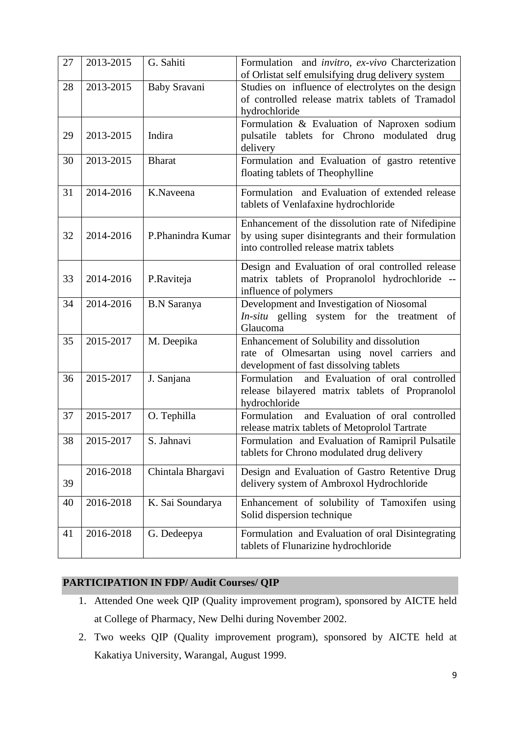| 27 | 2013-2015 | G. Sahiti | Formulation and *invitro*, *ex-vivo* Charcterization of Orlistat self emulsifying drug delivery system |
|---|---|---|---|
| 28 | 2013-2015 | Baby Sravani | Studies on influence of electrolytes on the design of controlled release matrix tablets of Tramadol hydrochloride |
| 29 | 2013-2015 | Indira | Formulation & Evaluation of Naproxen sodium pulsatile tablets for Chrono modulated drug delivery |
| 30 | 2013-2015 | Bharat | Formulation and Evaluation of gastro retentive floating tablets of Theophylline |
| 31 | 2014-2016 | K.Naveena | Formulation and Evaluation of extended release tablets of Venlafaxine hydrochloride |
| 32 | 2014-2016 | P.Phanindra Kumar | Enhancement of the dissolution rate of Nifedipine by using super disintegrants and their formulation into controlled release matrix tablets |
| 33 | 2014-2016 | P.Raviteja | Design and Evaluation of oral controlled release matrix tablets of Propranolol hydrochloride -- influence of polymers |
| 34 | 2014-2016 | B.N Saranya | Development and Investigation of Niosomal *In-situ* gelling system for the treatment of Glaucoma |
| 35 | 2015-2017 | M. Deepika | Enhancement of Solubility and dissolution rate of Olmesartan using novel carriers and development of fast dissolving tablets |
| 36 | 2015-2017 | J. Sanjana | Formulation and Evaluation of oral controlled release bilayered matrix tablets of Propranolol hydrochloride |
| 37 | 2015-2017 | O. Tephilla | Formulation and Evaluation of oral controlled release matrix tablets of Metoprolol Tartrate |
| 38 | 2015-2017 | S. Jahnavi | Formulation and Evaluation of Ramipril Pulsatile tablets for Chrono modulated drug delivery |
| 39 | 2016-2018 | Chintala Bhargavi | Design and Evaluation of Gastro Retentive Drug delivery system of Ambroxol Hydrochloride |
| 40 | 2016-2018 | K. Sai Soundarya | Enhancement of solubility of Tamoxifen using Solid dispersion technique |
| 41 | 2016-2018 | G. Dedeepya | Formulation and Evaluation of oral Disintegrating tablets of Flunarizine hydrochloride |

## PARTICIPATION IN FDP/ Audit Courses/ QIP

1. Attended One week QIP (Quality improvement program), sponsored by AICTE held at College of Pharmacy, New Delhi during November 2002.
2. Two weeks QIP (Quality improvement program), sponsored by AICTE held at Kakatiya University, Warangal, August 1999.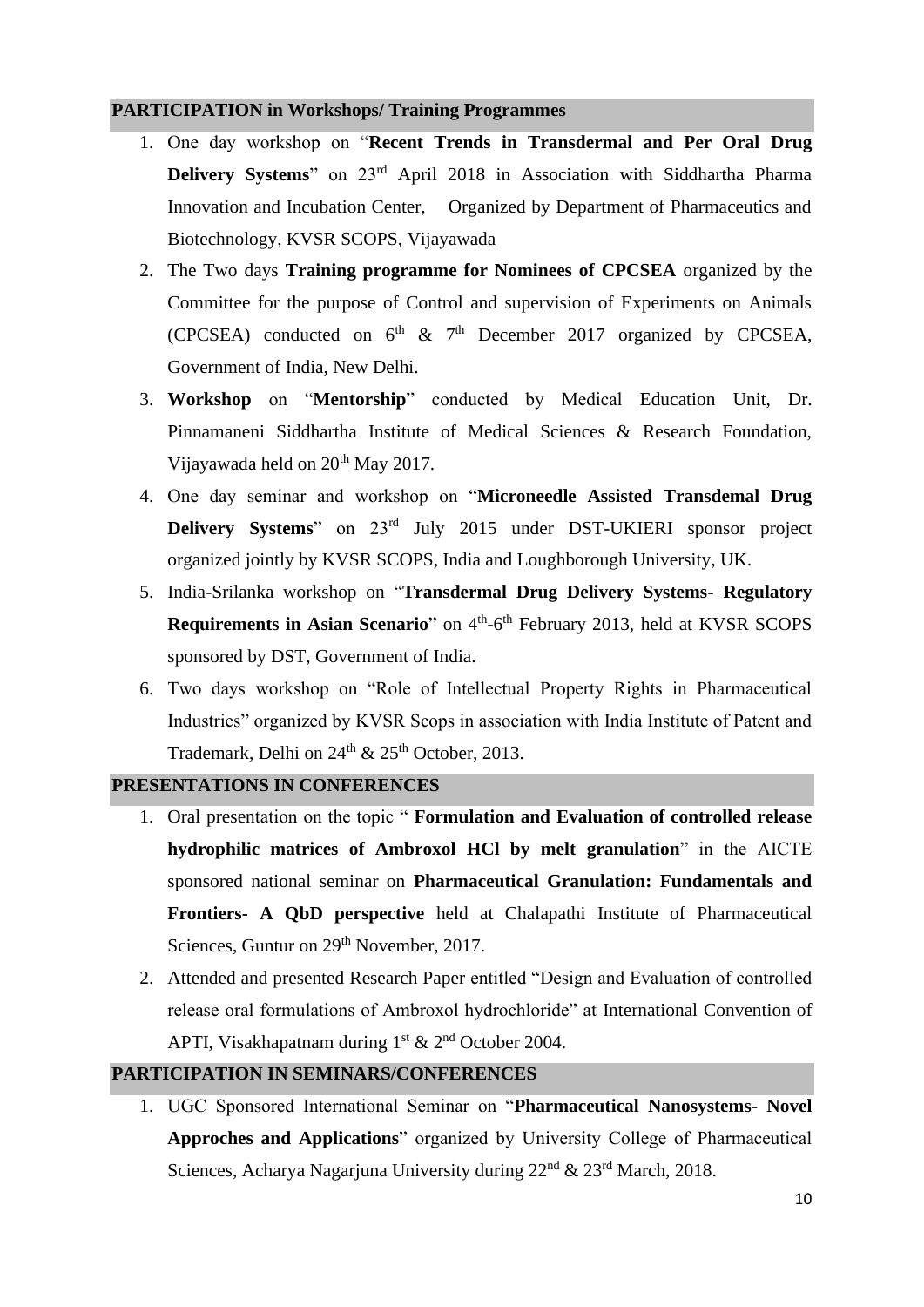## PARTICIPATION in Workshops/ Training Programmes

1. One day workshop on "**Recent Trends in Transdermal and Per Oral Drug Delivery Systems**" on 23rd April 2018 in Association with Siddhartha Pharma Innovation and Incubation Center, Organized by Department of Pharmaceutics and Biotechnology, KVSR SCOPS, Vijayawada
2. The Two days **Training programme for Nominees of CPCSEA** organized by the Committee for the purpose of Control and supervision of Experiments on Animals (CPCSEA) conducted on 6th & 7th December 2017 organized by CPCSEA, Government of India, New Delhi.
3. **Workshop** on "**Mentorship**" conducted by Medical Education Unit, Dr. Pinnamaneni Siddhartha Institute of Medical Sciences & Research Foundation, Vijayawada held on 20th May 2017.
4. One day seminar and workshop on "**Microneedle Assisted Transdemal Drug Delivery Systems**" on 23rd July 2015 under DST-UKIERI sponsor project organized jointly by KVSR SCOPS, India and Loughborough University, UK.
5. India-Srilanka workshop on "**Transdermal Drug Delivery Systems- Regulatory Requirements in Asian Scenario**" on 4th-6th February 2013, held at KVSR SCOPS sponsored by DST, Government of India.
6. Two days workshop on "Role of Intellectual Property Rights in Pharmaceutical Industries" organized by KVSR Scops in association with India Institute of Patent and Trademark, Delhi on 24th & 25th October, 2013.

## PRESENTATIONS IN CONFERENCES

1. Oral presentation on the topic " **Formulation and Evaluation of controlled release hydrophilic matrices of Ambroxol HCl by melt granulation**" in the AICTE sponsored national seminar on **Pharmaceutical Granulation: Fundamentals and Frontiers- A QbD perspective** held at Chalapathi Institute of Pharmaceutical Sciences, Guntur on 29th November, 2017.
2. Attended and presented Research Paper entitled "Design and Evaluation of controlled release oral formulations of Ambroxol hydrochloride" at International Convention of APTI, Visakhapatnam during 1st & 2nd October 2004.

## PARTICIPATION IN SEMINARS/CONFERENCES

1. UGC Sponsored International Seminar on "**Pharmaceutical Nanosystems- Novel Approches and Applications**" organized by University College of Pharmaceutical Sciences, Acharya Nagarjuna University during 22nd & 23rd March, 2018.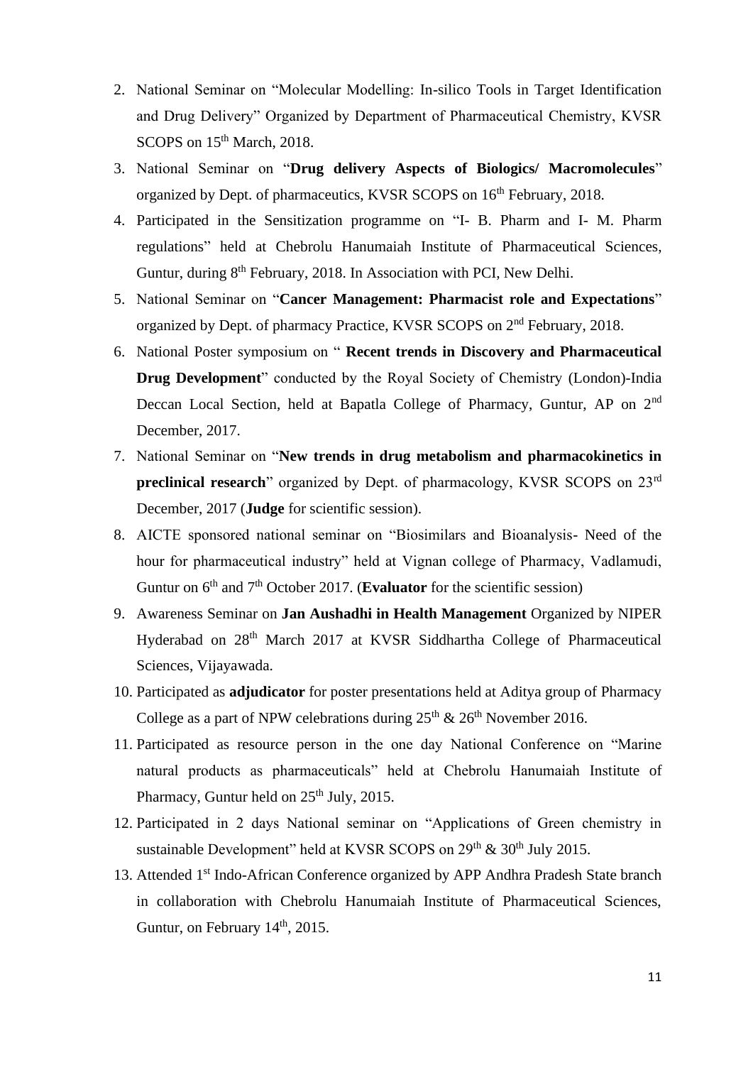2. National Seminar on "Molecular Modelling: In-silico Tools in Target Identification and Drug Delivery" Organized by Department of Pharmaceutical Chemistry, KVSR SCOPS on 15th March, 2018.
3. National Seminar on "**Drug delivery Aspects of Biologics/ Macromolecules**" organized by Dept. of pharmaceutics, KVSR SCOPS on 16th February, 2018.
4. Participated in the Sensitization programme on "I- B. Pharm and I- M. Pharm regulations" held at Chebrolu Hanumaiah Institute of Pharmaceutical Sciences, Guntur, during 8th February, 2018. In Association with PCI, New Delhi.
5. National Seminar on "**Cancer Management: Pharmacist role and Expectations**" organized by Dept. of pharmacy Practice, KVSR SCOPS on 2nd February, 2018.
6. National Poster symposium on " **Recent trends in Discovery and Pharmaceutical Drug Development**" conducted by the Royal Society of Chemistry (London)-India Deccan Local Section, held at Bapatla College of Pharmacy, Guntur, AP on 2nd December, 2017.
7. National Seminar on "**New trends in drug metabolism and pharmacokinetics in preclinical research**" organized by Dept. of pharmacology, KVSR SCOPS on 23rd December, 2017 (**Judge** for scientific session).
8. AICTE sponsored national seminar on "Biosimilars and Bioanalysis- Need of the hour for pharmaceutical industry" held at Vignan college of Pharmacy, Vadlamudi, Guntur on 6th and 7th October 2017. (**Evaluator** for the scientific session)
9. Awareness Seminar on **Jan Aushadhi in Health Management** Organized by NIPER Hyderabad on 28th March 2017 at KVSR Siddhartha College of Pharmaceutical Sciences, Vijayawada.
10. Participated as **adjudicator** for poster presentations held at Aditya group of Pharmacy College as a part of NPW celebrations during 25th & 26th November 2016.
11. Participated as resource person in the one day National Conference on "Marine natural products as pharmaceuticals" held at Chebrolu Hanumaiah Institute of Pharmacy, Guntur held on 25th July, 2015.
12. Participated in 2 days National seminar on "Applications of Green chemistry in sustainable Development" held at KVSR SCOPS on 29th & 30th July 2015.
13. Attended 1st Indo-African Conference organized by APP Andhra Pradesh State branch in collaboration with Chebrolu Hanumaiah Institute of Pharmaceutical Sciences, Guntur, on February 14th, 2015.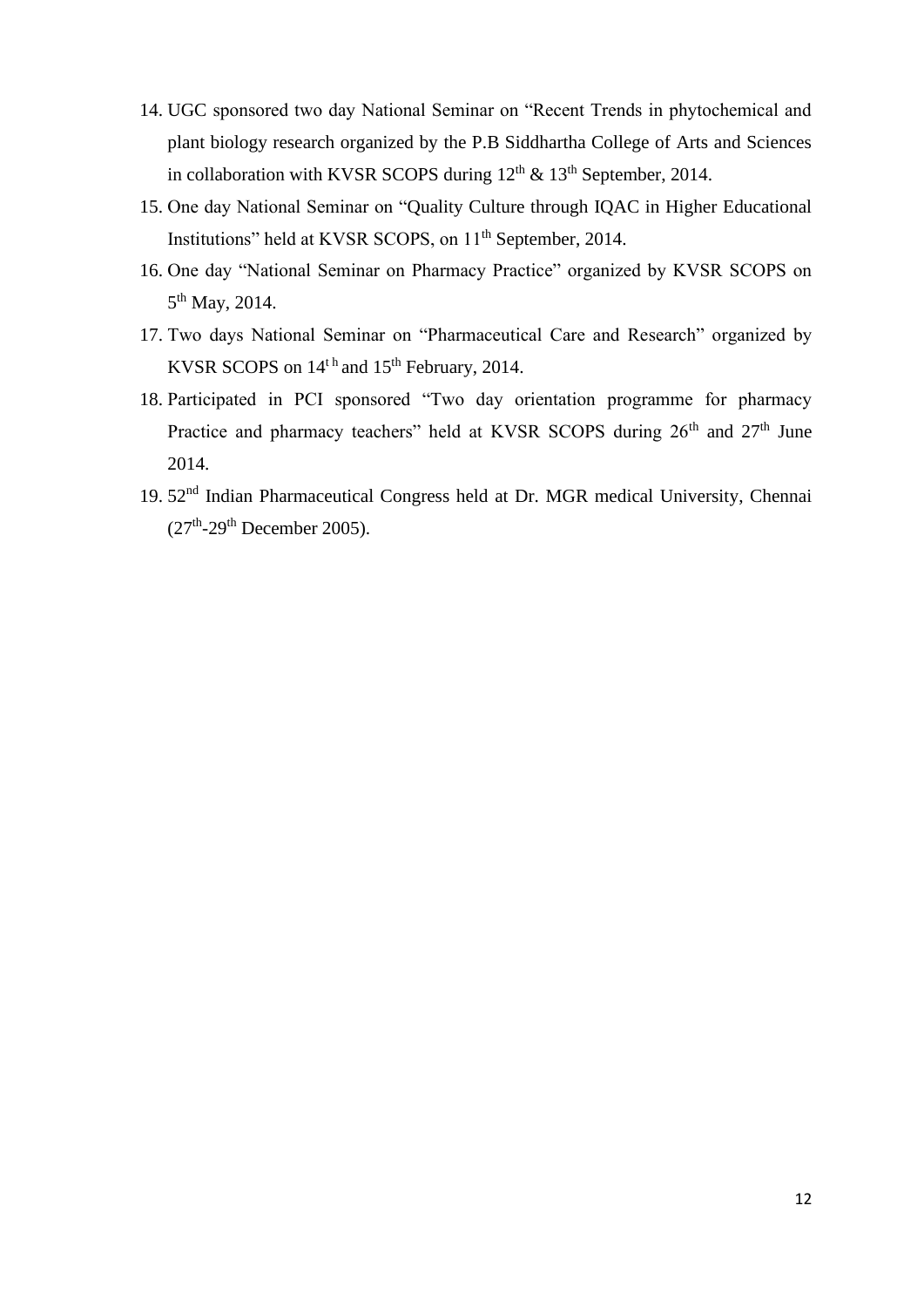14. UGC sponsored two day National Seminar on "Recent Trends in phytochemical and plant biology research organized by the P.B Siddhartha College of Arts and Sciences in collaboration with KVSR SCOPS during 12th & 13th September, 2014.
15. One day National Seminar on "Quality Culture through IQAC in Higher Educational Institutions" held at KVSR SCOPS, on 11th September, 2014.
16. One day "National Seminar on Pharmacy Practice" organized by KVSR SCOPS on 5th May, 2014.
17. Two days National Seminar on "Pharmaceutical Care and Research" organized by KVSR SCOPS on 14th and 15th February, 2014.
18. Participated in PCI sponsored "Two day orientation programme for pharmacy Practice and pharmacy teachers" held at KVSR SCOPS during 26th and 27th June 2014.
19. 52nd Indian Pharmaceutical Congress held at Dr. MGR medical University, Chennai (27th-29th December 2005).